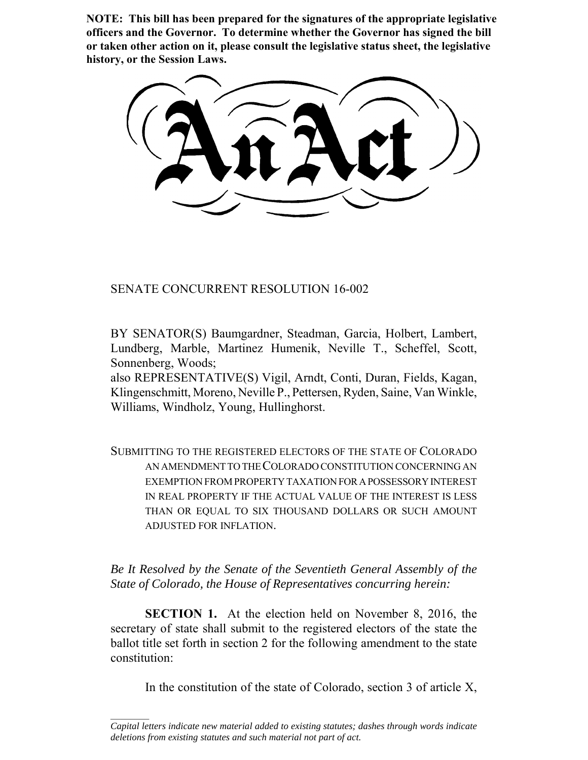**NOTE: This bill has been prepared for the signatures of the appropriate legislative officers and the Governor. To determine whether the Governor has signed the bill or taken other action on it, please consult the legislative status sheet, the legislative history, or the Session Laws.**

# An Act

SENATE CONCURRENT RESOLUTION 16-002

BY SENATOR(S) Baumgardner, Steadman, Garcia, Holbert, Lambert, Lundberg, Marble, Martinez Humenik, Neville T., Scheffel, Scott, Sonnenberg, Woods;
also REPRESENTATIVE(S) Vigil, Arndt, Conti, Duran, Fields, Kagan, Klingenschmitt, Moreno, Neville P., Pettersen, Ryden, Saine, Van Winkle, Williams, Windholz, Young, Hullinghorst.

SUBMITTING TO THE REGISTERED ELECTORS OF THE STATE OF COLORADO AN AMENDMENT TO THE COLORADO CONSTITUTION CONCERNING AN EXEMPTION FROM PROPERTY TAXATION FOR A POSSESSORY INTEREST IN REAL PROPERTY IF THE ACTUAL VALUE OF THE INTEREST IS LESS THAN OR EQUAL TO SIX THOUSAND DOLLARS OR SUCH AMOUNT ADJUSTED FOR INFLATION.

*Be It Resolved by the Senate of the Seventieth General Assembly of the State of Colorado, the House of Representatives concurring herein:*

**SECTION 1.** At the election held on November 8, 2016, the secretary of state shall submit to the registered electors of the state the ballot title set forth in section 2 for the following amendment to the state constitution:

In the constitution of the state of Colorado, section 3 of article X,

*Capital letters indicate new material added to existing statutes; dashes through words indicate deletions from existing statutes and such material not part of act.*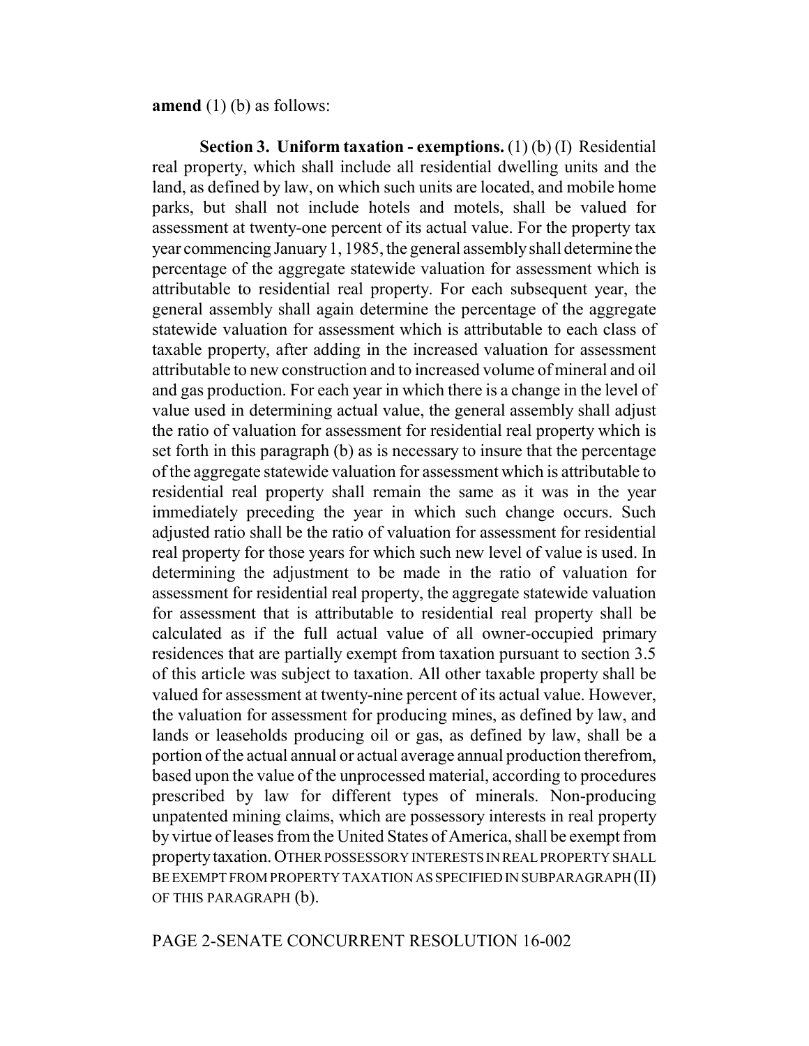**amend** (1) (b) as follows:

**Section 3. Uniform taxation - exemptions.** (1) (b) (I) Residential real property, which shall include all residential dwelling units and the land, as defined by law, on which such units are located, and mobile home parks, but shall not include hotels and motels, shall be valued for assessment at twenty-one percent of its actual value. For the property tax year commencing January 1, 1985, the general assembly shall determine the percentage of the aggregate statewide valuation for assessment which is attributable to residential real property. For each subsequent year, the general assembly shall again determine the percentage of the aggregate statewide valuation for assessment which is attributable to each class of taxable property, after adding in the increased valuation for assessment attributable to new construction and to increased volume of mineral and oil and gas production. For each year in which there is a change in the level of value used in determining actual value, the general assembly shall adjust the ratio of valuation for assessment for residential real property which is set forth in this paragraph (b) as is necessary to insure that the percentage of the aggregate statewide valuation for assessment which is attributable to residential real property shall remain the same as it was in the year immediately preceding the year in which such change occurs. Such adjusted ratio shall be the ratio of valuation for assessment for residential real property for those years for which such new level of value is used. In determining the adjustment to be made in the ratio of valuation for assessment for residential real property, the aggregate statewide valuation for assessment that is attributable to residential real property shall be calculated as if the full actual value of all owner-occupied primary residences that are partially exempt from taxation pursuant to section 3.5 of this article was subject to taxation. All other taxable property shall be valued for assessment at twenty-nine percent of its actual value. However, the valuation for assessment for producing mines, as defined by law, and lands or leaseholds producing oil or gas, as defined by law, shall be a portion of the actual annual or actual average annual production therefrom, based upon the value of the unprocessed material, according to procedures prescribed by law for different types of minerals. Non-producing unpatented mining claims, which are possessory interests in real property by virtue of leases from the United States of America, shall be exempt from property taxation. OTHER POSSESSORY INTERESTS IN REAL PROPERTY SHALL BE EXEMPT FROM PROPERTY TAXATION AS SPECIFIED IN SUBPARAGRAPH (II) OF THIS PARAGRAPH (b).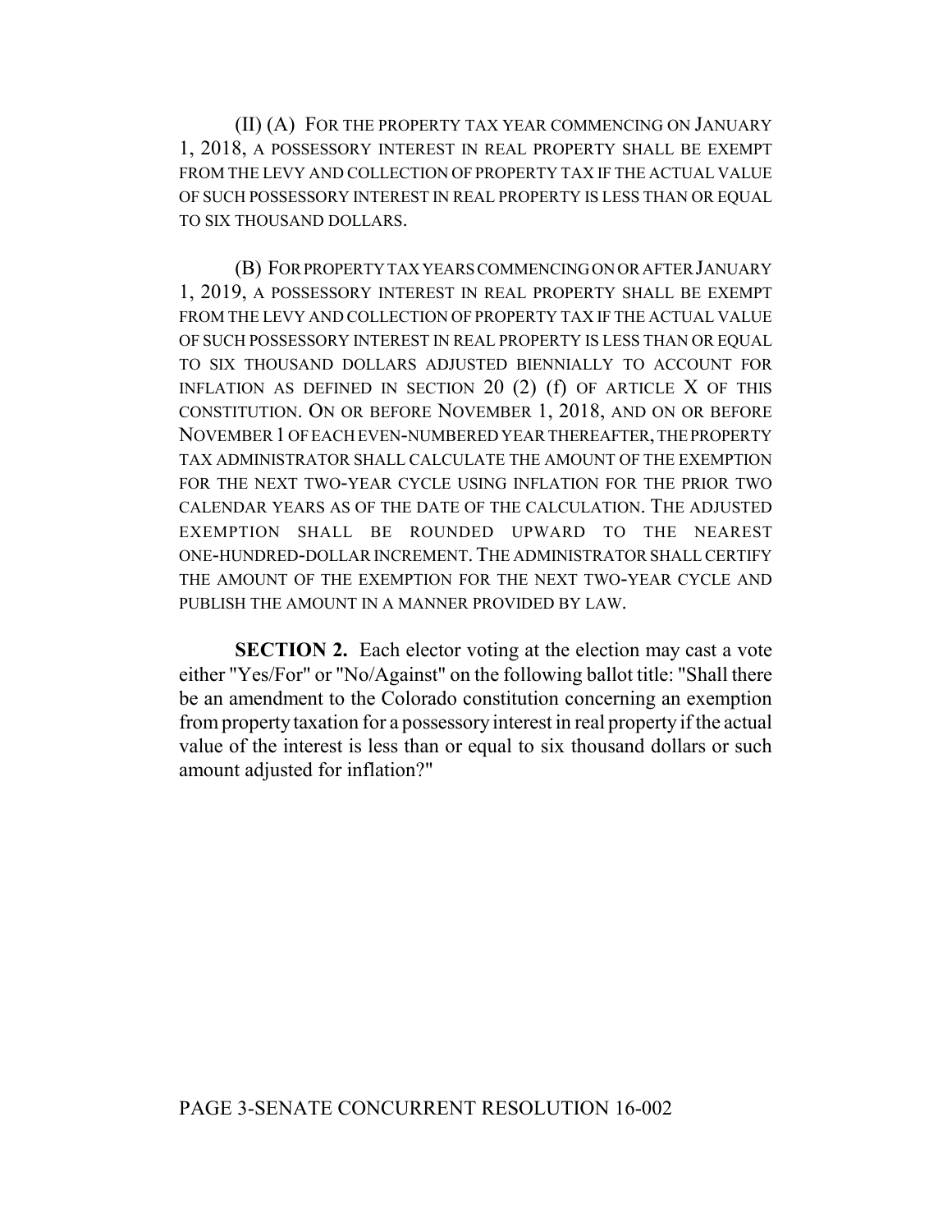(II) (A) FOR THE PROPERTY TAX YEAR COMMENCING ON JANUARY 1, 2018, A POSSESSORY INTEREST IN REAL PROPERTY SHALL BE EXEMPT FROM THE LEVY AND COLLECTION OF PROPERTY TAX IF THE ACTUAL VALUE OF SUCH POSSESSORY INTEREST IN REAL PROPERTY IS LESS THAN OR EQUAL TO SIX THOUSAND DOLLARS.

(B) FOR PROPERTY TAX YEARS COMMENCING ON OR AFTER JANUARY 1, 2019, A POSSESSORY INTEREST IN REAL PROPERTY SHALL BE EXEMPT FROM THE LEVY AND COLLECTION OF PROPERTY TAX IF THE ACTUAL VALUE OF SUCH POSSESSORY INTEREST IN REAL PROPERTY IS LESS THAN OR EQUAL TO SIX THOUSAND DOLLARS ADJUSTED BIENNIALLY TO ACCOUNT FOR INFLATION AS DEFINED IN SECTION 20 (2) (f) OF ARTICLE X OF THIS CONSTITUTION. ON OR BEFORE NOVEMBER 1, 2018, AND ON OR BEFORE NOVEMBER 1 OF EACH EVEN-NUMBERED YEAR THEREAFTER, THE PROPERTY TAX ADMINISTRATOR SHALL CALCULATE THE AMOUNT OF THE EXEMPTION FOR THE NEXT TWO-YEAR CYCLE USING INFLATION FOR THE PRIOR TWO CALENDAR YEARS AS OF THE DATE OF THE CALCULATION. THE ADJUSTED EXEMPTION SHALL BE ROUNDED UPWARD TO THE NEAREST ONE-HUNDRED-DOLLAR INCREMENT. THE ADMINISTRATOR SHALL CERTIFY THE AMOUNT OF THE EXEMPTION FOR THE NEXT TWO-YEAR CYCLE AND PUBLISH THE AMOUNT IN A MANNER PROVIDED BY LAW.

**SECTION 2.** Each elector voting at the election may cast a vote either "Yes/For" or "No/Against" on the following ballot title: "Shall there be an amendment to the Colorado constitution concerning an exemption from property taxation for a possessory interest in real property if the actual value of the interest is less than or equal to six thousand dollars or such amount adjusted for inflation?"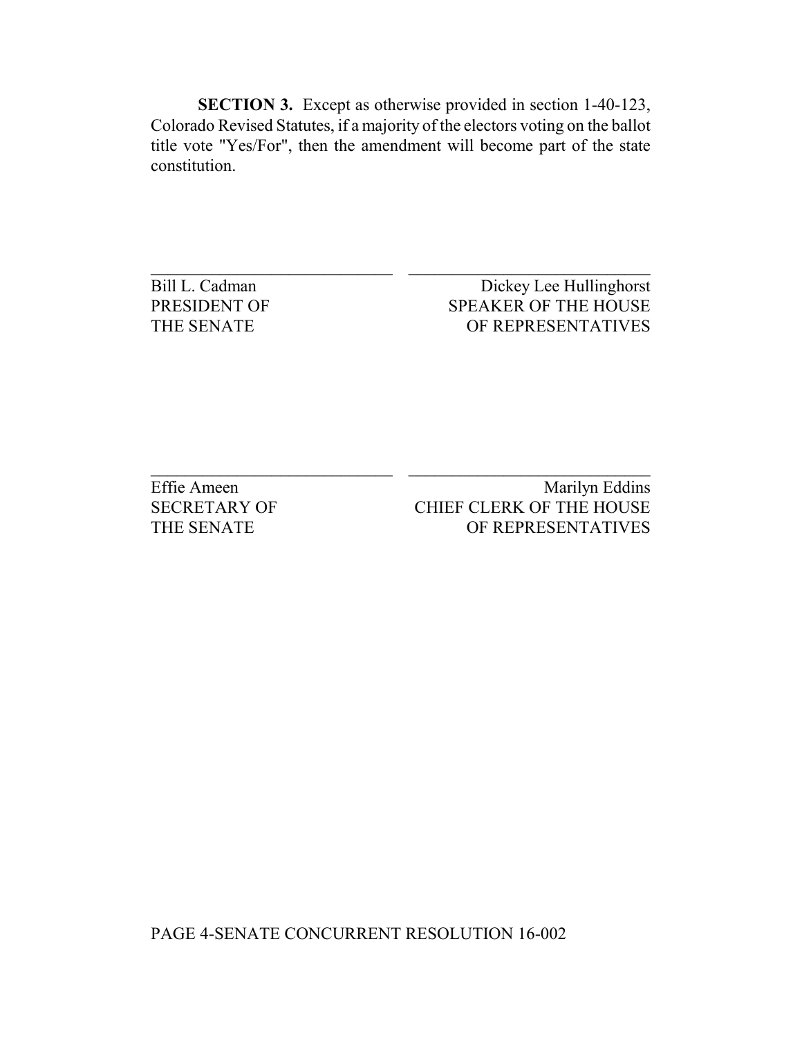**SECTION 3.** Except as otherwise provided in section 1-40-123, Colorado Revised Statutes, if a majority of the electors voting on the ballot title vote "Yes/For", then the amendment will become part of the state constitution.

| | |
|---|---|
| ____________________________ | ____________________________ |
| Bill L. Cadman | Dickey Lee Hullinghorst |
| PRESIDENT OF THE SENATE | SPEAKER OF THE HOUSE OF REPRESENTATIVES |

| | |
|---|---|
| ____________________________ | ____________________________ |
| Effie Ameen | Marilyn Eddins |
| SECRETARY OF THE SENATE | CHIEF CLERK OF THE HOUSE OF REPRESENTATIVES |